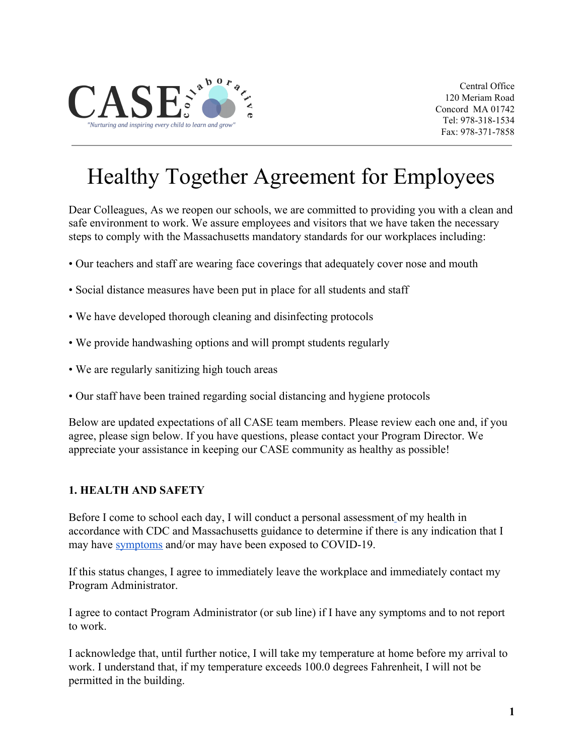CASE collaborative

*"Nurturing and inspiring every child to learn and grow"*

Central Office
120 Meriam Road
Concord MA 01742
Tel: 978-318-1534
Fax: 978-371-7858

# Healthy Together Agreement for Employees

Dear Colleagues, As we reopen our schools, we are committed to providing you with a clean and safe environment to work. We assure employees and visitors that we have taken the necessary steps to comply with the Massachusetts mandatory standards for our workplaces including:

- Our teachers and staff are wearing face coverings that adequately cover nose and mouth
- Social distance measures have been put in place for all students and staff
- We have developed thorough cleaning and disinfecting protocols
- We provide handwashing options and will prompt students regularly
- We are regularly sanitizing high touch areas
- Our staff have been trained regarding social distancing and hygiene protocols

Below are updated expectations of all CASE team members. Please review each one and, if you agree, please sign below. If you have questions, please contact your Program Director. We appreciate your assistance in keeping our CASE community as healthy as possible!

### 1. HEALTH AND SAFETY

Before I come to school each day, I will conduct a personal assessment of my health in accordance with CDC and Massachusetts guidance to determine if there is any indication that I may have symptoms and/or may have been exposed to COVID-19.

If this status changes, I agree to immediately leave the workplace and immediately contact my Program Administrator.

I agree to contact Program Administrator (or sub line) if I have any symptoms and to not report to work.

I acknowledge that, until further notice, I will take my temperature at home before my arrival to work. I understand that, if my temperature exceeds 100.0 degrees Fahrenheit, I will not be permitted in the building.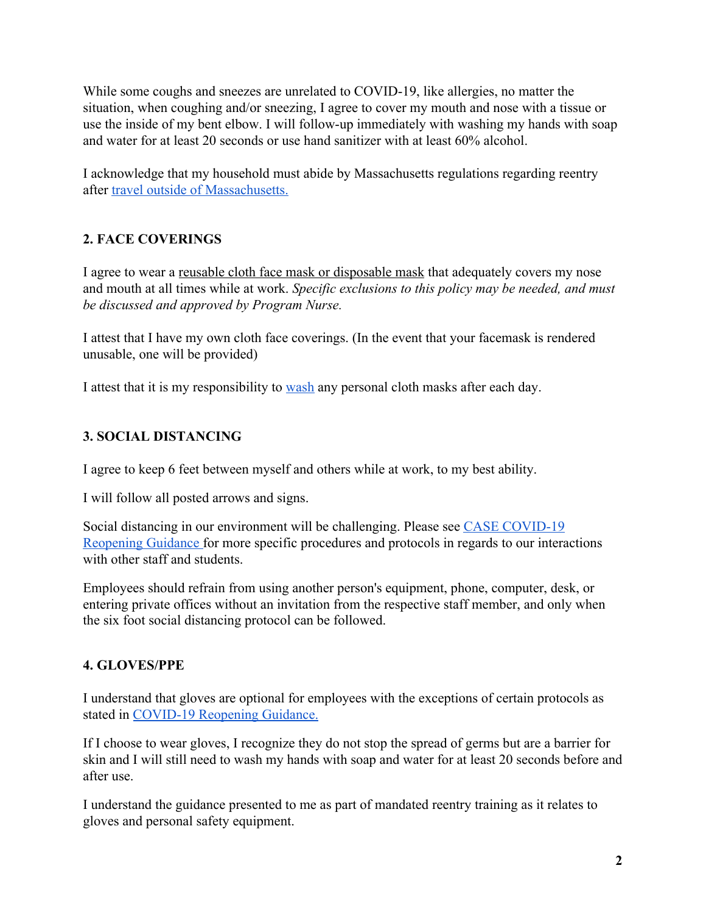While some coughs and sneezes are unrelated to COVID-19, like allergies, no matter the situation, when coughing and/or sneezing, I agree to cover my mouth and nose with a tissue or use the inside of my bent elbow. I will follow-up immediately with washing my hands with soap and water for at least 20 seconds or use hand sanitizer with at least 60% alcohol.

I acknowledge that my household must abide by Massachusetts regulations regarding reentry after travel outside of Massachusetts.

## 2. FACE COVERINGS

I agree to wear a reusable cloth face mask or disposable mask that adequately covers my nose and mouth at all times while at work. *Specific exclusions to this policy may be needed, and must be discussed and approved by Program Nurse.*

I attest that I have my own cloth face coverings. (In the event that your facemask is rendered unusable, one will be provided)

I attest that it is my responsibility to wash any personal cloth masks after each day.

## 3. SOCIAL DISTANCING

I agree to keep 6 feet between myself and others while at work, to my best ability.

I will follow all posted arrows and signs.

Social distancing in our environment will be challenging. Please see CASE COVID-19 Reopening Guidance for more specific procedures and protocols in regards to our interactions with other staff and students.

Employees should refrain from using another person's equipment, phone, computer, desk, or entering private offices without an invitation from the respective staff member, and only when the six foot social distancing protocol can be followed.

## 4. GLOVES/PPE

I understand that gloves are optional for employees with the exceptions of certain protocols as stated in COVID-19 Reopening Guidance.

If I choose to wear gloves, I recognize they do not stop the spread of germs but are a barrier for skin and I will still need to wash my hands with soap and water for at least 20 seconds before and after use.

I understand the guidance presented to me as part of mandated reentry training as it relates to gloves and personal safety equipment.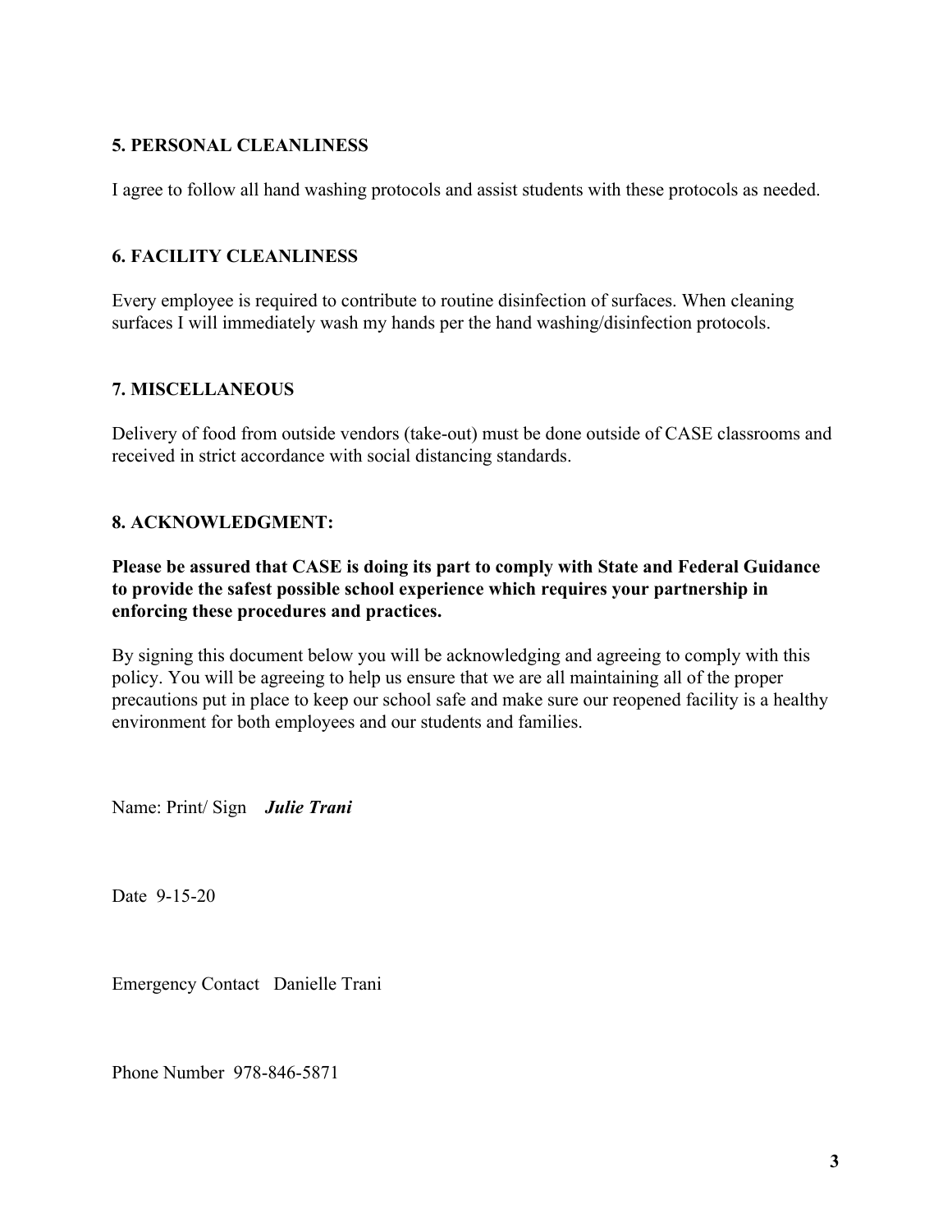### 5. PERSONAL CLEANLINESS

I agree to follow all hand washing protocols and assist students with these protocols as needed.

### 6. FACILITY CLEANLINESS

Every employee is required to contribute to routine disinfection of surfaces. When cleaning surfaces I will immediately wash my hands per the hand washing/disinfection protocols.

### 7. MISCELLANEOUS

Delivery of food from outside vendors (take-out) must be done outside of CASE classrooms and received in strict accordance with social distancing standards.

### 8. ACKNOWLEDGMENT:

**Please be assured that CASE is doing its part to comply with State and Federal Guidance to provide the safest possible school experience which requires your partnership in enforcing these procedures and practices.**

By signing this document below you will be acknowledging and agreeing to comply with this policy. You will be agreeing to help us ensure that we are all maintaining all of the proper precautions put in place to keep our school safe and make sure our reopened facility is a healthy environment for both employees and our students and families.

Name: Print/ Sign ***Julie Trani***

Date 9-15-20

Emergency Contact Danielle Trani

Phone Number 978-846-5871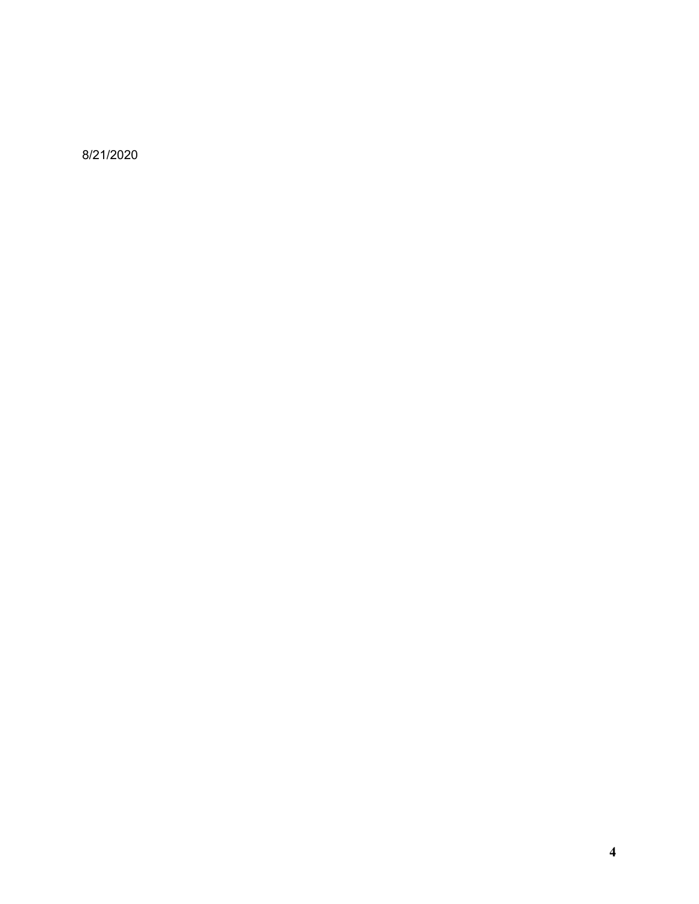8/21/2020